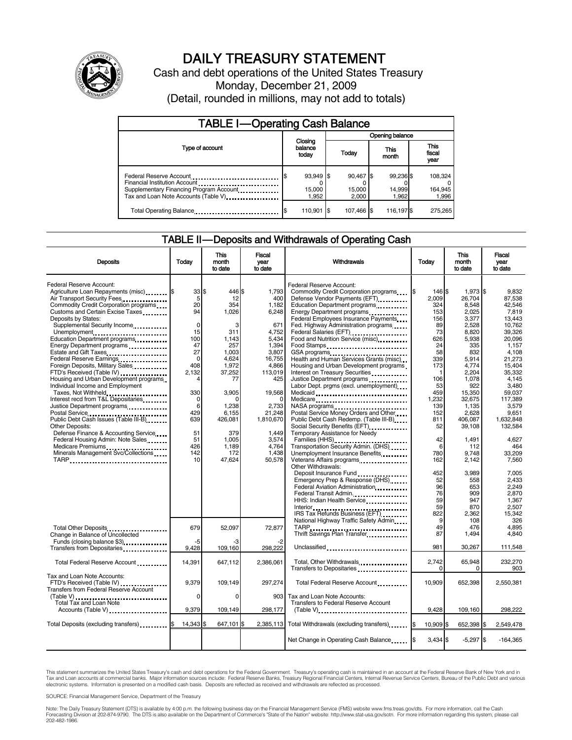# DAILY TREASURY STATEMENT

Cash and debt operations of the United States Treasury

Monday, December 21, 2009

(Detail, rounded in millions, may not add to totals)

## TABLE I—Operating Cash Balance

| Type of account | Closing balance today | Opening balance Today | Opening balance This month | Opening balance This fiscal year |
|---|---|---|---|---|
| Federal Reserve Account | $ 93,949 | $ 90,467 | $ 99,236 | $ 108,324 |
| Financial Institution Account | 0 | 0 | 0 | 0 |
| Supplementary Financing Program Account | 15,000 | 15,000 | 14,999 | 164,945 |
| Tax and Loan Note Accounts (Table V) | 1,952 | 2,000 | 1,962 | 1,996 |
| Total Operating Balance | $ 110,901 | $ 107,466 | $ 116,197 | $ 275,265 |

## TABLE II—Deposits and Withdrawals of Operating Cash

| Deposits | Today | This month to date | Fiscal year to date |
|---|---|---|---|
| Federal Reserve Account: | | | |
| Agriculture Loan Repayments (misc) | $ 33 | $ 446 | $ 1,793 |
| Air Transport Security Fees | 5 | 12 | 400 |
| Commodity Credit Corporation programs | 20 | 354 | 1,182 |
| Customs and Certain Excise Taxes | 94 | 1,026 | 6,248 |
| Deposits by States: | | | |
| Supplemental Security Income | 0 | 3 | 671 |
| Unemployment | 15 | 311 | 4,752 |
| Education Department programs | 100 | 1,143 | 5,434 |
| Energy Department programs | 47 | 257 | 1,394 |
| Estate and Gift Taxes | 27 | 1,003 | 3,807 |
| Federal Reserve Earnings | 0 | 4,624 | 16,755 |
| Foreign Deposits, Military Sales | 408 | 1,972 | 4,866 |
| FTD's Received (Table IV) | 2,132 | 37,252 | 113,019 |
| Housing and Urban Development programs | 4 | 77 | 425 |
| Individual Income and Employment Taxes, Not Withheld | 330 | 3,905 | 19,568 |
| Interest recd from T&L Depositaries | 0 | 0 | 0 |
| Justice Department programs | 6 | 1,238 | 2,733 |
| Postal Service | 429 | 6,155 | 21,248 |
| Public Debt Cash Issues (Table III-B) | 639 | 426,081 | 1,810,670 |
| Other Deposits: | | | |
| Defense Finance & Accounting Service | 51 | 379 | 1,449 |
| Federal Housing Admin: Note Sales | 51 | 1,005 | 3,574 |
| Medicare Premiums | 426 | 1,189 | 4,764 |
| Minerals Management Svc/Collections | 142 | 172 | 1,438 |
| TARP | 10 | 47,624 | 50,578 |
| Total Other Deposits | 679 | 52,097 | 72,877 |
| Change in Balance of Uncollected Funds (closing balance $3) | -5 | -3 | -2 |
| Transfers from Depositaries | 9,428 | 109,160 | 298,222 |
| Total Federal Reserve Account | 14,391 | 647,112 | 2,386,061 |
| Tax and Loan Note Accounts: | | | |
| FTD's Received (Table IV) | 9,379 | 109,149 | 297,274 |
| Transfers from Federal Reserve Account (Table V) | 0 | 0 | 903 |
| Total Tax and Loan Note Accounts (Table V) | 9,379 | 109,149 | 298,177 |
| Total Deposits (excluding transfers) | $ 14,343 | $ 647,101 | $ 2,385,113 |

| Withdrawals | Today | This month to date | Fiscal year to date |
|---|---|---|---|
| Federal Reserve Account: | | | |
| Commodity Credit Corporation programs | $ 146 | $ 1,973 | $ 9,832 |
| Defense Vendor Payments (EFT) | 2,009 | 26,704 | 87,538 |
| Education Department programs | 324 | 8,548 | 42,546 |
| Energy Department programs | 153 | 2,025 | 7,819 |
| Federal Employees Insurance Payments | 156 | 3,377 | 13,443 |
| Fed. Highway Administration programs | 89 | 2,528 | 10,762 |
| Federal Salaries (EFT) | 73 | 8,820 | 39,326 |
| Food and Nutrition Service (misc) | 626 | 5,938 | 20,096 |
| Food Stamps | 24 | 335 | 1,157 |
| GSA programs | 58 | 832 | 4,108 |
| Health and Human Services Grants (misc) | 339 | 5,914 | 21,273 |
| Housing and Urban Development programs | 173 | 4,774 | 15,404 |
| Interest on Treasury Securities | 1 | 2,204 | 35,332 |
| Justice Department programs | 106 | 1,078 | 4,145 |
| Labor Dept. prgms (excl. unemployment) | 53 | 922 | 3,480 |
| Medicaid | 459 | 15,350 | 59,037 |
| Medicare | 1,232 | 32,675 | 117,389 |
| NASA programs | 139 | 1,135 | 3,579 |
| Postal Service Money Orders and Other | 152 | 2,628 | 9,651 |
| Public Debt Cash Redemp. (Table III-B) | 811 | 406,087 | 1,632,848 |
| Social Security Benefits (EFT) | 52 | 39,108 | 132,584 |
| Temporary Assistance for Needy Families (HHS) | 42 | 1,491 | 4,627 |
| Transportation Security Admin. (DHS) | 6 | 112 | 464 |
| Unemployment Insurance Benefits | 780 | 9,748 | 33,209 |
| Veterans Affairs programs | 162 | 2,142 | 7,560 |
| Other Withdrawals: | | | |
| Deposit Insurance Fund | 452 | 3,989 | 7,005 |
| Emergency Prep & Response (DHS) | 52 | 558 | 2,433 |
| Federal Aviation Administration | 96 | 653 | 2,249 |
| Federal Transit Admin. | 76 | 909 | 2,870 |
| HHS: Indian Health Service | 59 | 947 | 1,367 |
| Interior | 59 | 870 | 2,507 |
| IRS Tax Refunds Business (EFT) | 822 | 2,362 | 15,342 |
| National Highway Traffic Safety Admin | 9 | 108 | 326 |
| TARP | 49 | 476 | 4,895 |
| Thrift Savings Plan Transfer | 87 | 1,494 | 4,840 |
| Unclassified | 981 | 30,267 | 111,548 |
| Total, Other Withdrawals | 2,742 | 65,948 | 232,270 |
| Transfers to Depositaries | 0 | 0 | 903 |
| Total Federal Reserve Account | 10,909 | 652,398 | 2,550,381 |
| Tax and Loan Note Accounts: | | | |
| Transfers to Federal Reserve Account (Table V) | 9,428 | 109,160 | 298,222 |
| Total Withdrawals (excluding transfers) | $ 10,909 | $ 652,398 | $ 2,549,478 |
| Net Change in Operating Cash Balance | $ 3,434 | $ -5,297 | $ -164,365 |

This statement summarizes the United States Treasury's cash and debt operations for the Federal Government. Treasury's operating cash is maintained in an account at the Federal Reserve Bank of New York and in Tax and Loan accounts at commercial banks. Major information sources include: Federal Reserve Banks, Treasury Regional Financial Centers, Internal Revenue Service Centers, Bureau of the Public Debt and various electronic systems. Information is presented on a modified cash basis. Deposits are reflected as received and withdrawals are reflected as processed.

SOURCE: Financial Management Service, Department of the Treasury

Note: The Daily Treasury Statement (DTS) is available by 4:00 p.m. the following business day on the Financial Management Service (FMS) website www.fms.treas.gov/dts. For more information, call the Cash Forecasting Division at 202-874-9790. The DTS is also available on the Department of Commerce's "State of the Nation" website: http://www.stat-usa.gov/sotn. For more information regarding this system, please call 202-482-1986.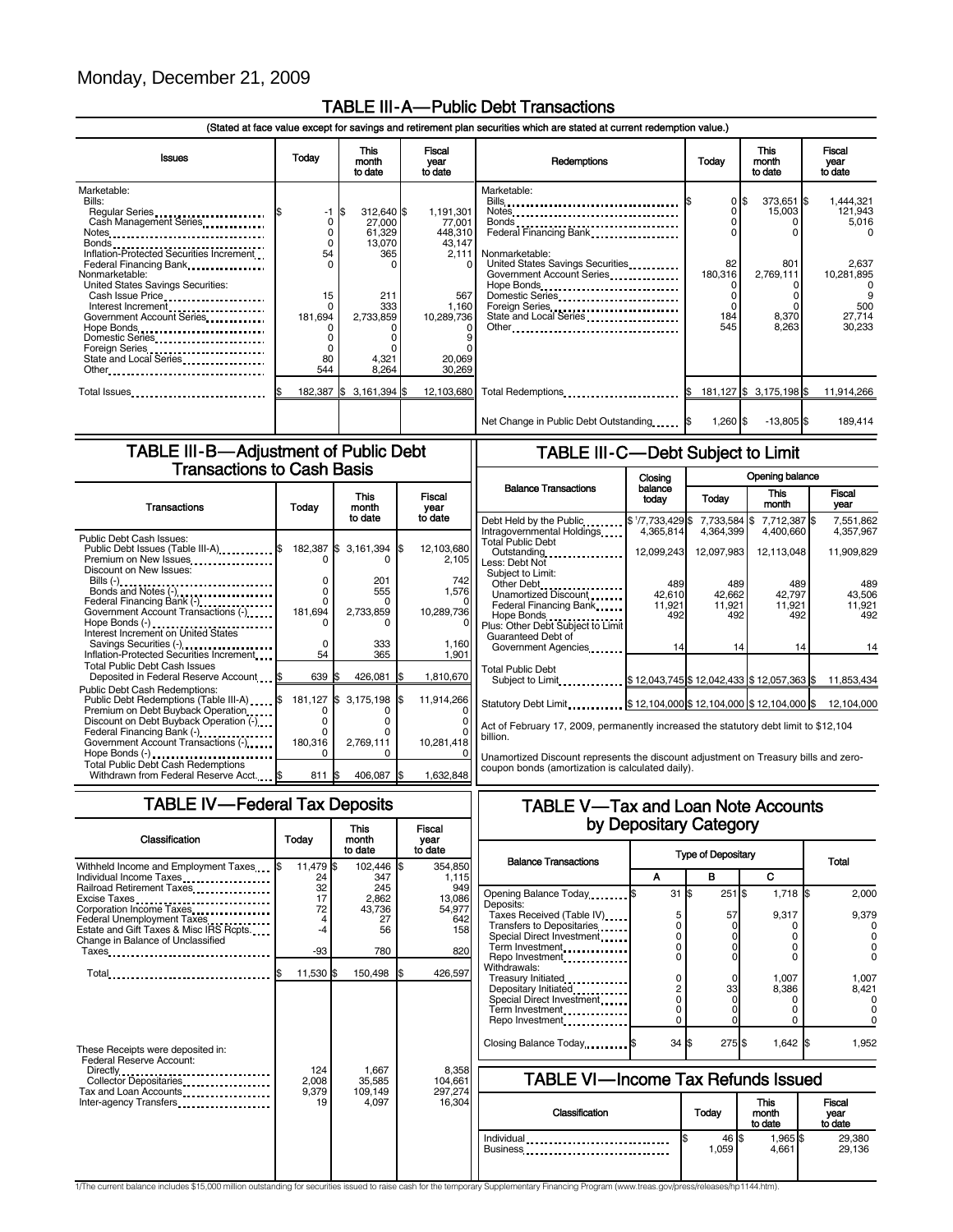Monday, December 21, 2009

## TABLE III-A—Public Debt Transactions

(Stated at face value except for savings and retirement plan securities which are stated at current redemption value.)

| Issues | Today | This month to date | Fiscal year to date |
|---|---|---|---|
| Marketable: | | | |
| Bills: | | | |
| Regular Series | $ -1 | $ 312,640 | $ 1,191,301 |
| Cash Management Series | 0 | 27,000 | 77,001 |
| Notes | 0 | 61,329 | 448,310 |
| Bonds | 0 | 13,070 | 43,147 |
| Inflation-Protected Securities Increment | 54 | 365 | 2,111 |
| Federal Financing Bank | 0 | 0 | 0 |
| Nonmarketable: | | | |
| United States Savings Securities: | | | |
| Cash Issue Price | 15 | 211 | 567 |
| Interest Increment | 0 | 333 | 1,160 |
| Government Account Series | 181,694 | 2,733,859 | 10,289,736 |
| Hope Bonds | 0 | 0 | 0 |
| Domestic Series | 0 | 0 | 9 |
| Foreign Series | 0 | 0 | 0 |
| State and Local Series | 80 | 4,321 | 20,069 |
| Other | 544 | 8,264 | 30,269 |
| Total Issues | $ 182,387 | $ 3,161,394 | $ 12,103,680 |

| Redemptions | Today | This month to date | Fiscal year to date |
|---|---|---|---|
| Marketable: | | | |
| Bills | $ 0 | $ 373,651 | $ 1,444,321 |
| Notes | 0 | 15,003 | 121,943 |
| Bonds | 0 | 0 | 5,016 |
| Federal Financing Bank | 0 | 0 | 0 |
| Nonmarketable: | | | |
| United States Savings Securities | 82 | 801 | 2,637 |
| Government Account Series | 180,316 | 2,769,111 | 10,281,895 |
| Hope Bonds | 0 | 0 | 0 |
| Domestic Series | 0 | 0 | 9 |
| Foreign Series | 0 | 0 | 500 |
| State and Local Series | 184 | 8,370 | 27,714 |
| Other | 545 | 8,263 | 30,233 |
| Total Redemptions | $ 181,127 | $ 3,175,198 | $ 11,914,266 |
| Net Change in Public Debt Outstanding | $ 1,260 | $ -13,805 | $ 189,414 |

## TABLE III-B—Adjustment of Public Debt Transactions to Cash Basis

| Transactions | Today | This month to date | Fiscal year to date |
|---|---|---|---|
| Public Debt Cash Issues: | | | |
| Public Debt Issues (Table III-A) | $ 182,387 | $ 3,161,394 | $ 12,103,680 |
| Premium on New Issues | 0 | 0 | 2,105 |
| Discount on New Issues: | | | |
| Bills (-) | 0 | 201 | 742 |
| Bonds and Notes (-) | 0 | 555 | 1,576 |
| Federal Financing Bank (-) | 0 | 0 | 0 |
| Government Account Transactions (-) | 181,694 | 2,733,859 | 10,289,736 |
| Hope Bonds (-) | 0 | 0 | 0 |
| Interest Increment on United States Savings Securities (-) | 0 | 333 | 1,160 |
| Inflation-Protected Securities Increment | 54 | 365 | 1,901 |
| Total Public Debt Cash Issues Deposited in Federal Reserve Account | $ 639 | $ 426,081 | $ 1,810,670 |
| Public Debt Cash Redemptions: | | | |
| Public Debt Redemptions (Table III-A) | $ 181,127 | $ 3,175,198 | $ 11,914,266 |
| Premium on Debt Buyback Operation | 0 | 0 | 0 |
| Discount on Debt Buyback Operation (-) | 0 | 0 | 0 |
| Federal Financing Bank (-) | 0 | 0 | 0 |
| Government Account Transactions (-) | 180,316 | 2,769,111 | 10,281,418 |
| Hope Bonds (-) | 0 | 0 | 0 |
| Total Public Debt Cash Redemptions Withdrawn from Federal Reserve Acct. | $ 811 | $ 406,087 | $ 1,632,848 |

## TABLE III-C—Debt Subject to Limit

| Balance Transactions | Closing balance today | Opening balance Today | Opening balance This month | Opening balance Fiscal year |
|---|---|---|---|---|
| Debt Held by the Public | $ [1]7,733,429 | $ 7,733,584 | $ 7,712,387 | $ 7,551,862 |
| Intragovernmental Holdings | 4,365,814 | 4,364,399 | 4,400,660 | 4,357,967 |
| Total Public Debt Outstanding | 12,099,243 | 12,097,983 | 12,113,048 | 11,909,829 |
| Less: Debt Not Subject to Limit: | | | | |
| Other Debt | 489 | 489 | 489 | 489 |
| Unamortized Discount | 42,610 | 42,662 | 42,797 | 43,506 |
| Federal Financing Bank | 11,921 | 11,921 | 11,921 | 11,921 |
| Hope Bonds | 492 | 492 | 492 | 492 |
| Plus: Other Debt Subject to Limit | | | | |
| Guaranteed Debt of Government Agencies | 14 | 14 | 14 | 14 |
| Total Public Debt Subject to Limit | $ 12,043,745 | $ 12,042,433 | $ 12,057,363 | $ 11,853,434 |
| Statutory Debt Limit | $ 12,104,000 | $ 12,104,000 | $ 12,104,000 | $ 12,104,000 |

Act of February 17, 2009, permanently increased the statutory debt limit to $12,104 billion.

Unamortized Discount represents the discount adjustment on Treasury bills and zero-coupon bonds (amortization is calculated daily).

## TABLE IV—Federal Tax Deposits

| Classification | Today | This month to date | Fiscal year to date |
|---|---|---|---|
| Withheld Income and Employment Taxes | $ 11,479 | $ 102,446 | $ 354,850 |
| Individual Income Taxes | 24 | 347 | 1,115 |
| Railroad Retirement Taxes | 32 | 245 | 949 |
| Excise Taxes | 17 | 2,862 | 13,086 |
| Corporation Income Taxes | 72 | 43,736 | 54,977 |
| Federal Unemployment Taxes | 4 | 27 | 642 |
| Estate and Gift Taxes & Misc IRS Rcpts. | -4 | 56 | 158 |
| Change in Balance of Unclassified Taxes | -93 | 780 | 820 |
| Total | $ 11,530 | $ 150,498 | $ 426,597 |
| These Receipts were deposited in: | | | |
| Federal Reserve Account: | | | |
| Directly | 124 | 1,667 | 8,358 |
| Collector Depositaries | 2,008 | 35,585 | 104,661 |
| Tax and Loan Accounts | 9,379 | 109,149 | 297,274 |
| Inter-agency Transfers | 19 | 4,097 | 16,304 |

## TABLE V—Tax and Loan Note Accounts by Depositary Category

| Balance Transactions | Type of Depositary A | Type of Depositary B | Type of Depositary C | Total |
|---|---|---|---|---|
| Opening Balance Today | $ 31 | $ 251 | $ 1,718 | $ 2,000 |
| Deposits: | | | | |
| Taxes Received (Table IV) | 5 | 57 | 9,317 | 9,379 |
| Transfers to Depositaries | 0 | 0 | 0 | 0 |
| Special Direct Investment | 0 | 0 | 0 | 0 |
| Term Investment | 0 | 0 | 0 | 0 |
| Repo Investment | 0 | 0 | 0 | 0 |
| Withdrawals: | | | | |
| Treasury Initiated | 0 | 0 | 1,007 | 1,007 |
| Depositary Initiated | 2 | 33 | 8,386 | 8,421 |
| Special Direct Investment | 0 | 0 | 0 | 0 |
| Term Investment | 0 | 0 | 0 | 0 |
| Repo Investment | 0 | 0 | 0 | 0 |
| Closing Balance Today | $ 34 | $ 275 | $ 1,642 | $ 1,952 |

## TABLE VI—Income Tax Refunds Issued

| Classification | Today | This month to date | Fiscal year to date |
|---|---|---|---|
| Individual | $ 46 | $ 1,965 | $ 29,380 |
| Business | 1,059 | 4,661 | 29,136 |

1/The current balance includes $15,000 million outstanding for securities issued to raise cash for the temporary Supplementary Financing Program (www.treas.gov/press/releases/hp1144.htm).